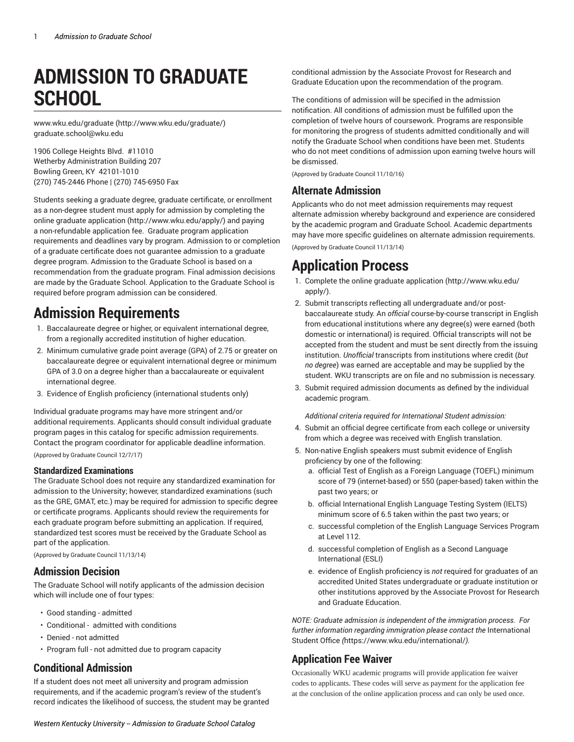# ADMISSION TO GRADUATE SCHOOL

www.wku.edu/graduate (http://www.wku.edu/graduate/)
graduate.school@wku.edu

1906 College Heights Blvd. #11010
Wetherby Administration Building 207
Bowling Green, KY 42101-1010
(270) 745-2446 Phone | (270) 745-6950 Fax

Students seeking a graduate degree, graduate certificate, or enrollment as a non-degree student must apply for admission by completing the online graduate application (http://www.wku.edu/apply/) and paying a non-refundable application fee. Graduate program application requirements and deadlines vary by program. Admission to or completion of a graduate certificate does not guarantee admission to a graduate degree program. Admission to the Graduate School is based on a recommendation from the graduate program. Final admission decisions are made by the Graduate School. Application to the Graduate School is required before program admission can be considered.

## Admission Requirements

1. Baccalaureate degree or higher, or equivalent international degree, from a regionally accredited institution of higher education.
2. Minimum cumulative grade point average (GPA) of 2.75 or greater on baccalaureate degree or equivalent international degree or minimum GPA of 3.0 on a degree higher than a baccalaureate or equivalent international degree.
3. Evidence of English proficiency (international students only)

Individual graduate programs may have more stringent and/or additional requirements. Applicants should consult individual graduate program pages in this catalog for specific admission requirements. Contact the program coordinator for applicable deadline information.

(Approved by Graduate Council 12/7/17)

### Standardized Examinations

The Graduate School does not require any standardized examination for admission to the University; however, standardized examinations (such as the GRE, GMAT, etc.) may be required for admission to specific degree or certificate programs. Applicants should review the requirements for each graduate program before submitting an application. If required, standardized test scores must be received by the Graduate School as part of the application.

(Approved by Graduate Council 11/13/14)

### Admission Decision

The Graduate School will notify applicants of the admission decision which will include one of four types:

- Good standing - admitted
- Conditional - admitted with conditions
- Denied - not admitted
- Program full - not admitted due to program capacity

### Conditional Admission

If a student does not meet all university and program admission requirements, and if the academic program's review of the student's record indicates the likelihood of success, the student may be granted conditional admission by the Associate Provost for Research and Graduate Education upon the recommendation of the program.

The conditions of admission will be specified in the admission notification. All conditions of admission must be fulfilled upon the completion of twelve hours of coursework. Programs are responsible for monitoring the progress of students admitted conditionally and will notify the Graduate School when conditions have been met. Students who do not meet conditions of admission upon earning twelve hours will be dismissed.

(Approved by Graduate Council 11/10/16)

### Alternate Admission

Applicants who do not meet admission requirements may request alternate admission whereby background and experience are considered by the academic program and Graduate School. Academic departments may have more specific guidelines on alternate admission requirements.

(Approved by Graduate Council 11/13/14)

## Application Process

1. Complete the online graduate application (http://www.wku.edu/apply/).
2. Submit transcripts reflecting all undergraduate and/or post-baccalaureate study. An *official* course-by-course transcript in English from educational institutions where any degree(s) were earned (both domestic or international) is required. Official transcripts will not be accepted from the student and must be sent directly from the issuing institution. *Unofficial* transcripts from institutions where credit (*but no degree*) was earned are acceptable and may be supplied by the student. WKU transcripts are on file and no submission is necessary.
3. Submit required admission documents as defined by the individual academic program.

*Additional criteria required for International Student admission:*

4. Submit an official degree certificate from each college or university from which a degree was received with English translation.
5. Non-native English speakers must submit evidence of English proficiency by one of the following:
   a. official Test of English as a Foreign Language (TOEFL) minimum score of 79 (internet-based) or 550 (paper-based) taken within the past two years; or
   b. official International English Language Testing System (IELTS) minimum score of 6.5 taken within the past two years; or
   c. successful completion of the English Language Services Program at Level 112.
   d. successful completion of English as a Second Language International (ESLI)
   e. evidence of English proficiency is *not* required for graduates of an accredited United States undergraduate or graduate institution or other institutions approved by the Associate Provost for Research and Graduate Education.

*NOTE: Graduate admission is independent of the immigration process. For further information regarding immigration please contact the* International Student Office *(*https://www.wku.edu/international/*).*

## Application Fee Waiver

Occasionally WKU academic programs will provide application fee waiver codes to applicants. These codes will serve as payment for the application fee at the conclusion of the online application process and can only be used once.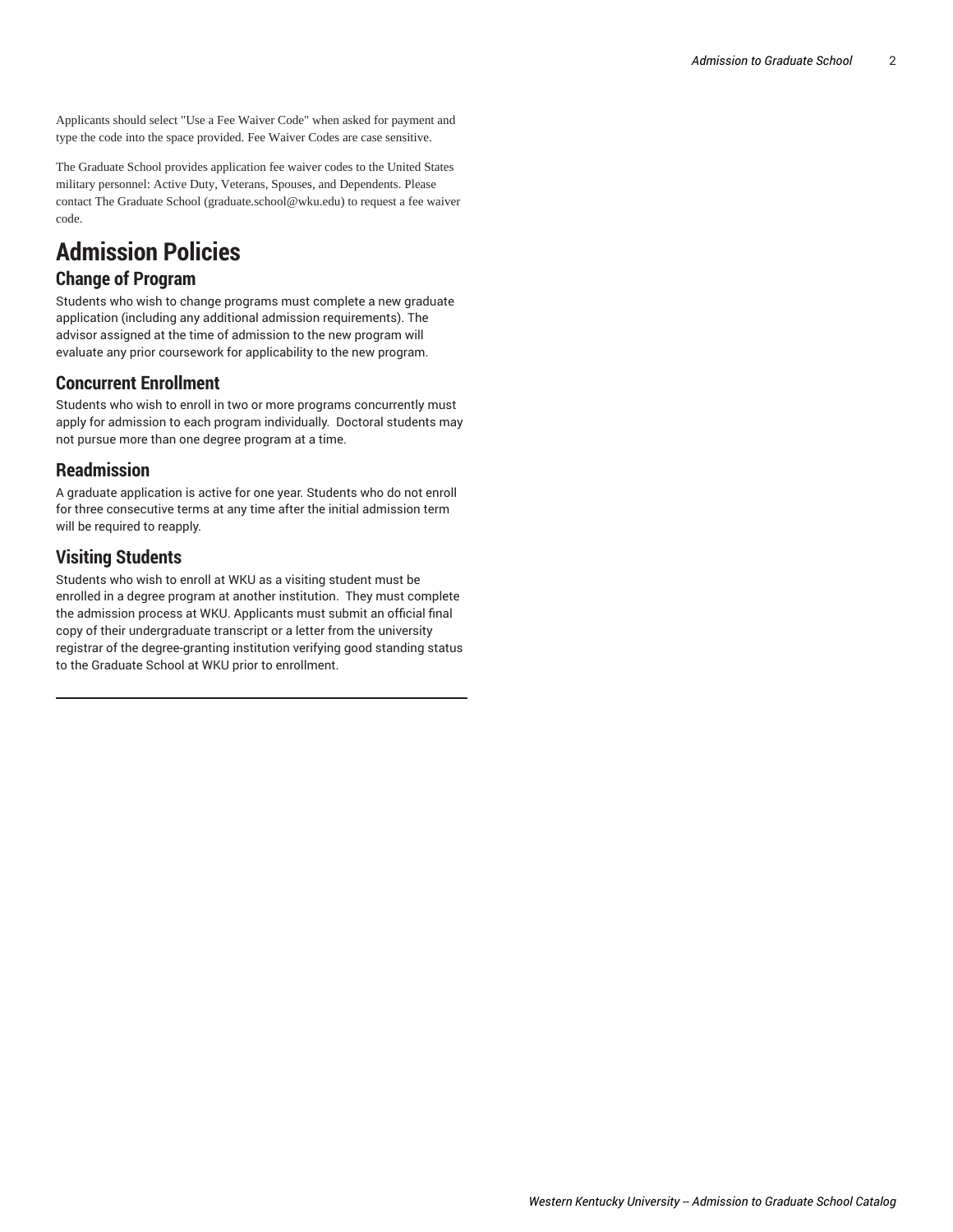Applicants should select "Use a Fee Waiver Code" when asked for payment and type the code into the space provided. Fee Waiver Codes are case sensitive.

The Graduate School provides application fee waiver codes to the United States military personnel: Active Duty, Veterans, Spouses, and Dependents. Please contact The Graduate School (graduate.school@wku.edu) to request a fee waiver code.

# Admission Policies

## Change of Program

Students who wish to change programs must complete a new graduate application (including any additional admission requirements). The advisor assigned at the time of admission to the new program will evaluate any prior coursework for applicability to the new program.

## Concurrent Enrollment

Students who wish to enroll in two or more programs concurrently must apply for admission to each program individually. Doctoral students may not pursue more than one degree program at a time.

## Readmission

A graduate application is active for one year. Students who do not enroll for three consecutive terms at any time after the initial admission term will be required to reapply.

## Visiting Students

Students who wish to enroll at WKU as a visiting student must be enrolled in a degree program at another institution. They must complete the admission process at WKU. Applicants must submit an official final copy of their undergraduate transcript or a letter from the university registrar of the degree-granting institution verifying good standing status to the Graduate School at WKU prior to enrollment.